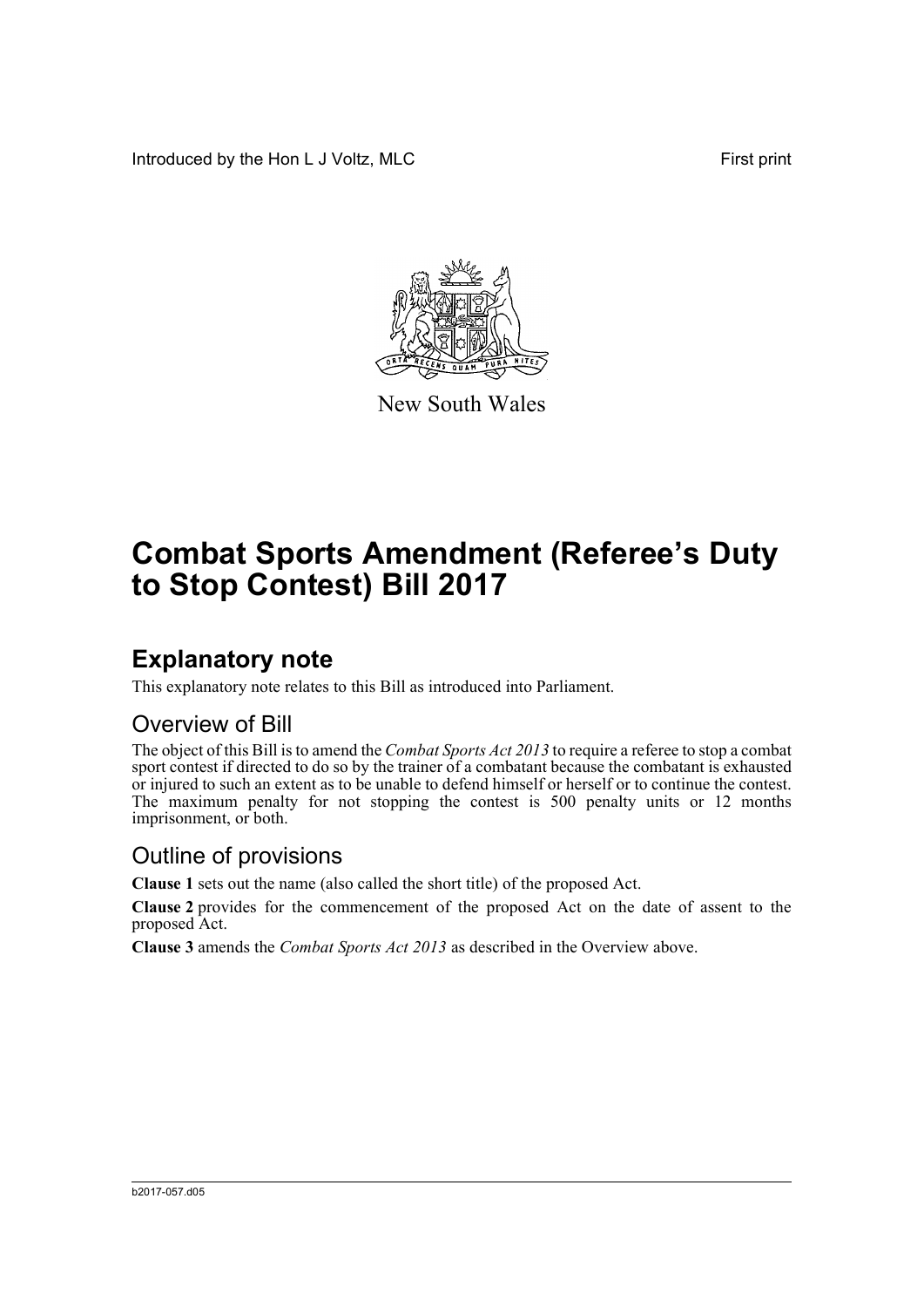Introduced by the Hon L J Voltz, MLC First print

New South Wales

# Combat Sports Amendment (Referee's Duty to Stop Contest) Bill 2017

## Explanatory note

This explanatory note relates to this Bill as introduced into Parliament.

### Overview of Bill

The object of this Bill is to amend the *Combat Sports Act 2013* to require a referee to stop a combat sport contest if directed to do so by the trainer of a combatant because the combatant is exhausted or injured to such an extent as to be unable to defend himself or herself or to continue the contest. The maximum penalty for not stopping the contest is 500 penalty units or 12 months imprisonment, or both.

### Outline of provisions

**Clause 1** sets out the name (also called the short title) of the proposed Act.

**Clause 2** provides for the commencement of the proposed Act on the date of assent to the proposed Act.

**Clause 3** amends the *Combat Sports Act 2013* as described in the Overview above.

b2017-057.d05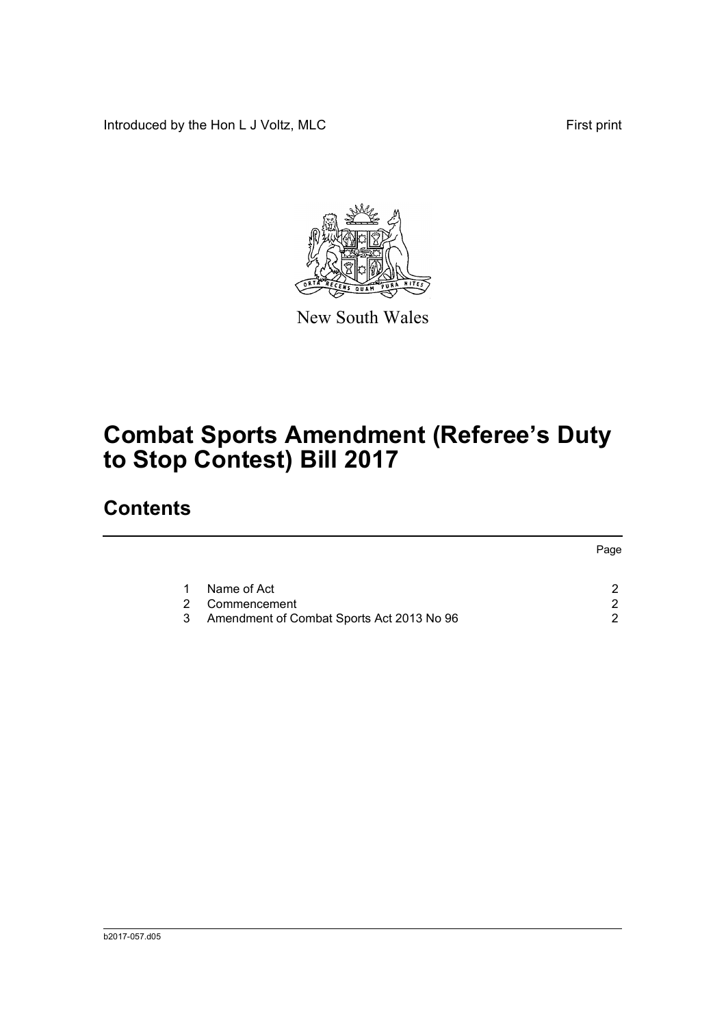Introduced by the Hon L J Voltz, MLC

First print

New South Wales

# Combat Sports Amendment (Referee's Duty to Stop Contest) Bill 2017

## Contents

| | | Page |
|---|---|---|
| 1 | Name of Act | 2 |
| 2 | Commencement | 2 |
| 3 | Amendment of Combat Sports Act 2013 No 96 | 2 |

b2017-057.d05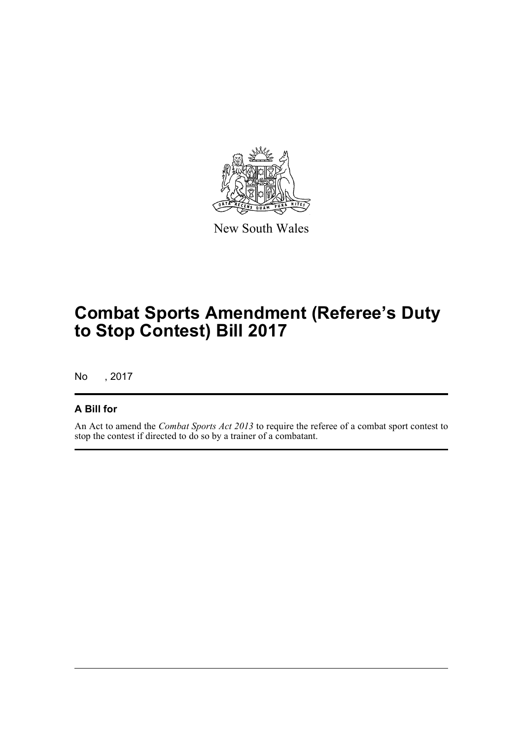New South Wales

# Combat Sports Amendment (Referee's Duty to Stop Contest) Bill 2017

No , 2017

## A Bill for

An Act to amend the *Combat Sports Act 2013* to require the referee of a combat sport contest to stop the contest if directed to do so by a trainer of a combatant.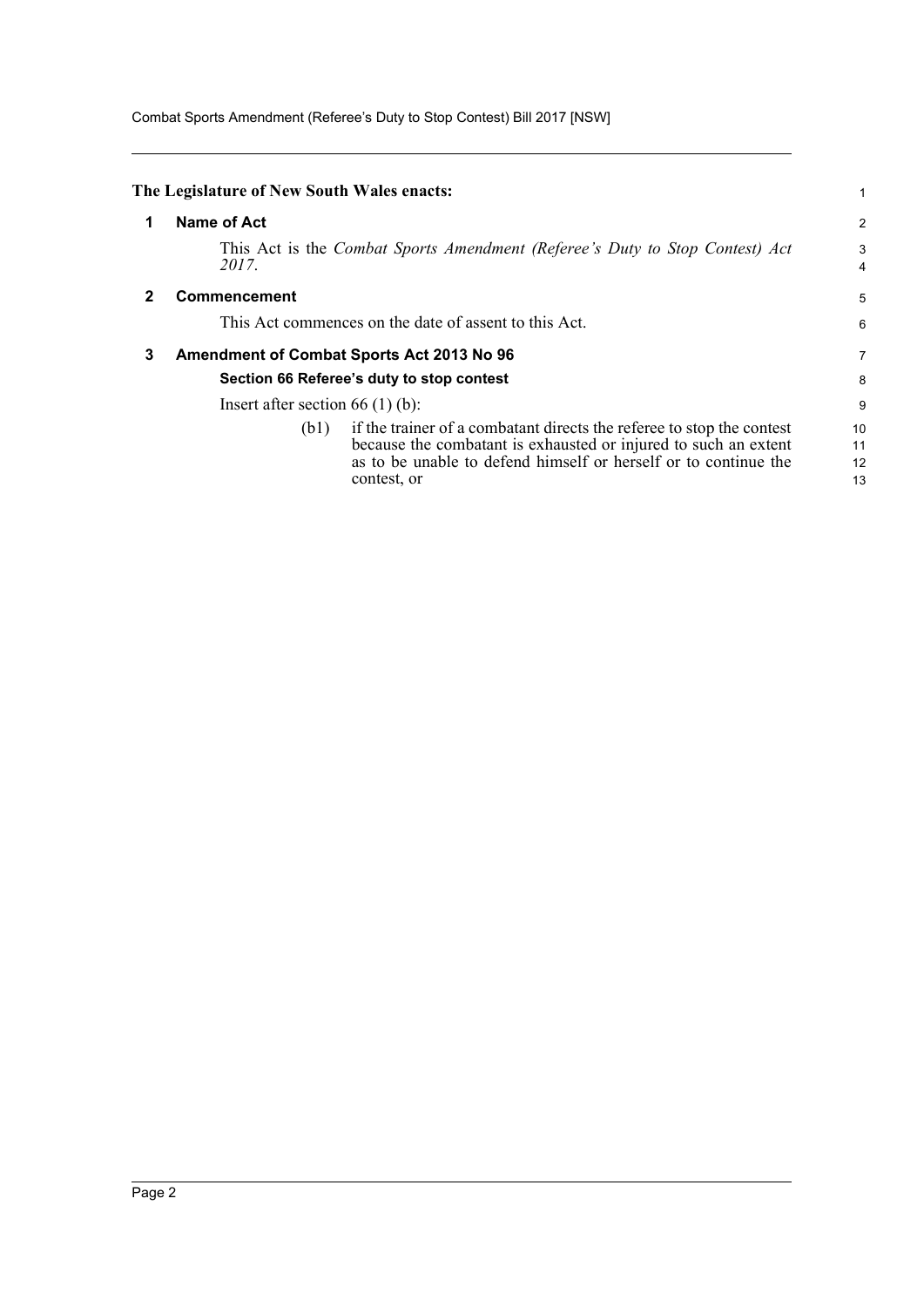**The Legislature of New South Wales enacts:**

## 1 Name of Act

This Act is the *Combat Sports Amendment (Referee's Duty to Stop Contest) Act 2017*.

## 2 Commencement

This Act commences on the date of assent to this Act.

## 3 Amendment of Combat Sports Act 2013 No 96

### Section 66 Referee's duty to stop contest

Insert after section 66 (1) (b):

> (b1) if the trainer of a combatant directs the referee to stop the contest because the combatant is exhausted or injured to such an extent as to be unable to defend himself or herself or to continue the contest, or